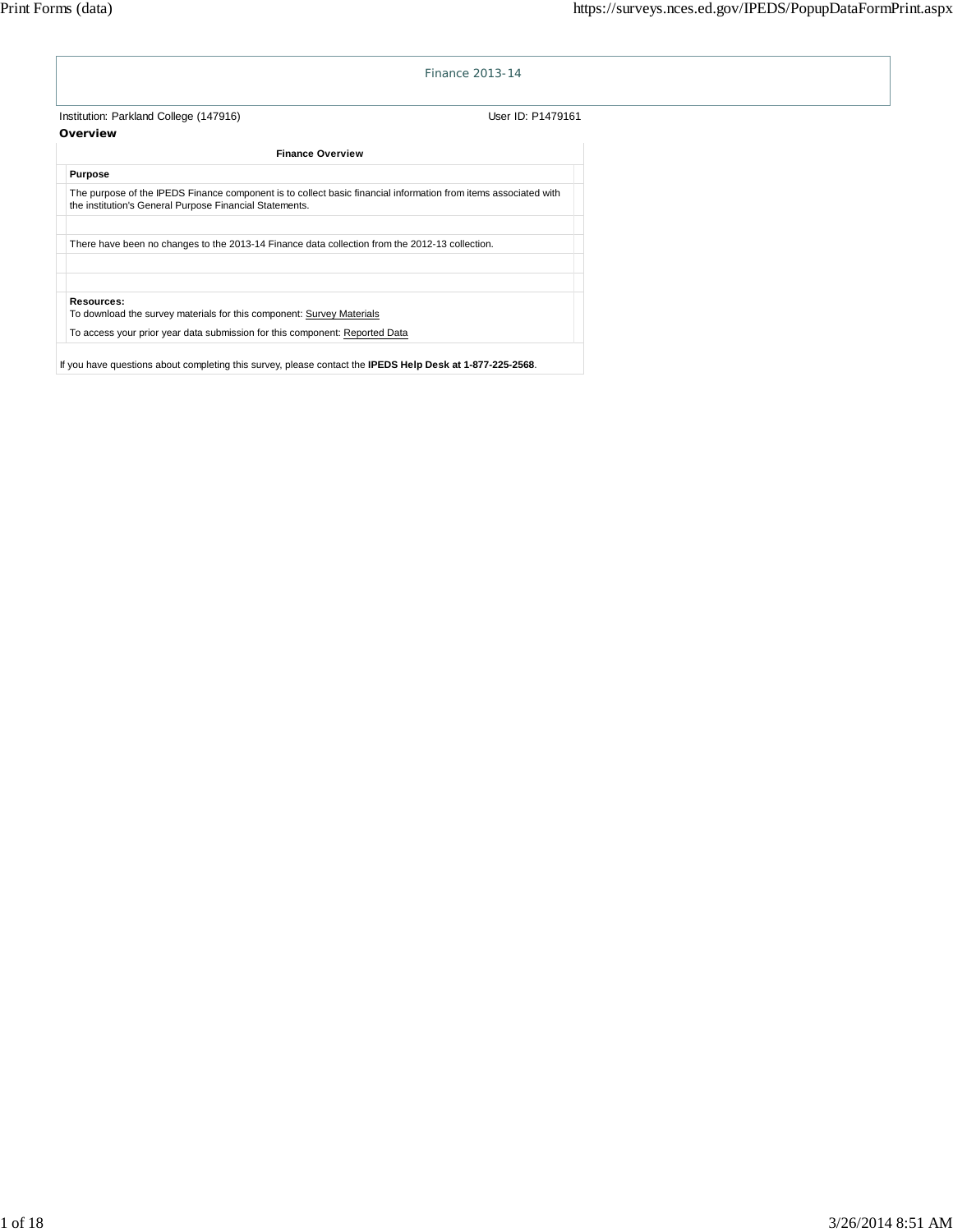# Finance 2013-14

Institution: Parkland College (147916) User ID: P1479161

## Overview

### Finance Overview

**Purpose**

The purpose of the IPEDS Finance component is to collect basic financial information from items associated with the institution's General Purpose Financial Statements.

There have been no changes to the 2013-14 Finance data collection from the 2012-13 collection.

**Resources:**
To download the survey materials for this component: Survey Materials

To access your prior year data submission for this component: Reported Data

If you have questions about completing this survey, please contact the **IPEDS Help Desk at 1-877-225-2568**.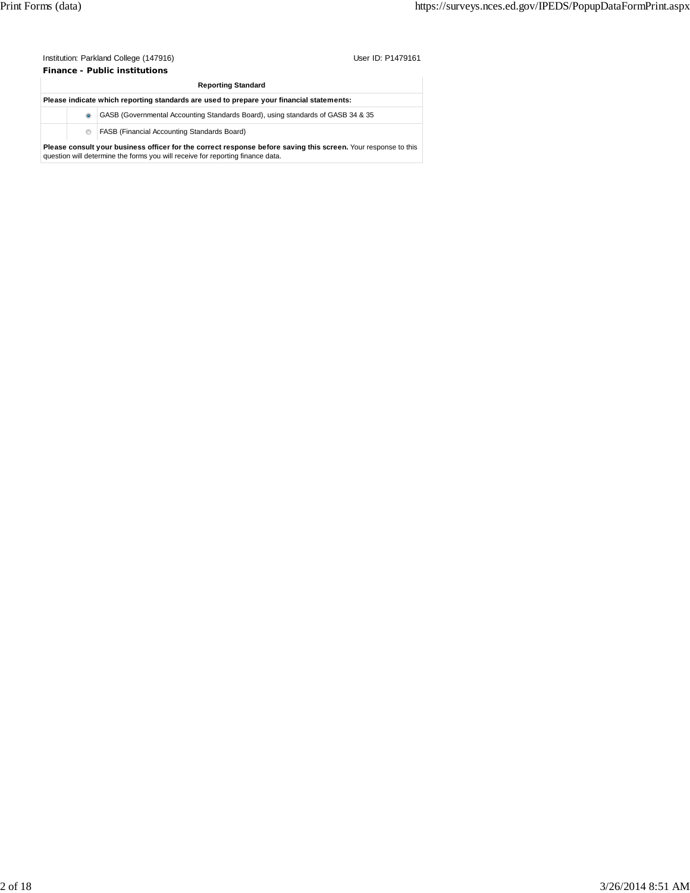Institution: Parkland College (147916) User ID: P1479161

**Finance - Public institutions**

| Reporting Standard | | |
|---|---|---|
| **Please indicate which reporting standards are used to prepare your financial statements:** | | |
| | ◉ | GASB (Governmental Accounting Standards Board), using standards of GASB 34 & 35 |
| | ○ | FASB (Financial Accounting Standards Board) |
| **Please consult your business officer for the correct response before saving this screen.** Your response to this question will determine the forms you will receive for reporting finance data. | | |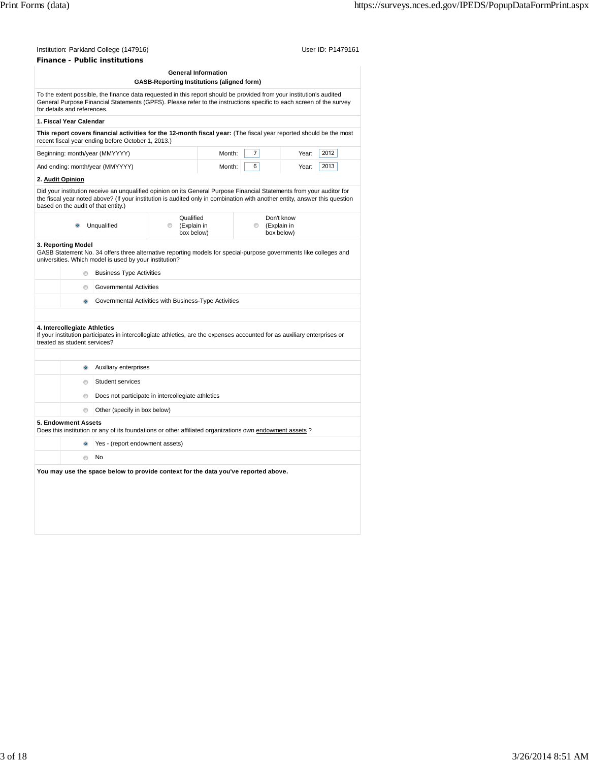Institution: Parkland College (147916) User ID: P1479161

**Finance - Public institutions**

**General Information**

**GASB-Reporting Institutions (aligned form)**

To the extent possible, the finance data requested in this report should be provided from your institution's audited General Purpose Financial Statements (GPFS). Please refer to the instructions specific to each screen of the survey for details and references.

**1. Fiscal Year Calendar**

**This report covers financial activities for the 12-month fiscal year:** (The fiscal year reported should be the most recent fiscal year ending before October 1, 2013.)

| | | | | |
|---|---|---|---|---|
| Beginning: month/year (MMYYYY) | Month: | 7 | Year: | 2012 |
| And ending: month/year (MMYYYY) | Month: | 6 | Year: | 2013 |

**2. Audit Opinion**

Did your institution receive an unqualified opinion on its General Purpose Financial Statements from your auditor for the fiscal year noted above? (If your institution is audited only in combination with another entity, answer this question based on the audit of that entity.)

- (●) Unqualified
- ( ) Qualified (Explain in box below)
- ( ) Don't know (Explain in box below)

**3. Reporting Model**

GASB Statement No. 34 offers three alternative reporting models for special-purpose governments like colleges and universities. Which model is used by your institution?

- ( ) Business Type Activities
- ( ) Governmental Activities
- (●) Governmental Activities with Business-Type Activities

**4. Intercollegiate Athletics**

If your institution participates in intercollegiate athletics, are the expenses accounted for as auxiliary enterprises or treated as student services?

- (●) Auxiliary enterprises
- ( ) Student services
- ( ) Does not participate in intercollegiate athletics
- ( ) Other (specify in box below)

**5. Endowment Assets**

Does this institution or any of its foundations or other affiliated organizations own endowment assets ?

- (●) Yes - (report endowment assets)
- ( ) No

**You may use the space below to provide context for the data you've reported above.**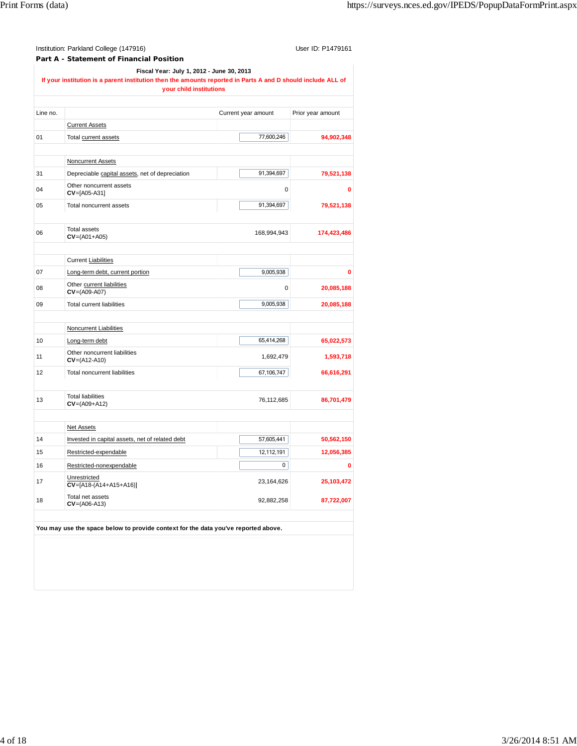Institution: Parkland College (147916)

User ID: P1479161

**Part A - Statement of Financial Position**

**Fiscal Year: July 1, 2012 - June 30, 2013**

**If your institution is a parent institution then the amounts reported in Parts A and D should include ALL of your child institutions**

| Line no. | | Current year amount | Prior year amount |
|---|---|---|---|
| | Current Assets | | |
| 01 | Total current assets | 77,600,246 | **94,902,348** |
| | Noncurrent Assets | | |
| 31 | Depreciable capital assets, net of depreciation | 91,394,697 | **79,521,138** |
| 04 | Other noncurrent assets **CV**=[A05-A31] | 0 | **0** |
| 05 | Total noncurrent assets | 91,394,697 | **79,521,138** |
| 06 | Total assets **CV**=(A01+A05) | 168,994,943 | **174,423,486** |
| | Current Liabilities | | |
| 07 | Long-term debt, current portion | 9,005,938 | **0** |
| 08 | Other current liabilities **CV**=(A09-A07) | 0 | **20,085,188** |
| 09 | Total current liabilities | 9,005,938 | **20,085,188** |
| | Noncurrent Liabilities | | |
| 10 | Long-term debt | 65,414,268 | **65,022,573** |
| 11 | Other noncurrent liabilities **CV**=(A12-A10) | 1,692,479 | **1,593,718** |
| 12 | Total noncurrent liabilities | 67,106,747 | **66,616,291** |
| 13 | Total liabilities **CV**=(A09+A12) | 76,112,685 | **86,701,479** |
| | Net Assets | | |
| 14 | Invested in capital assets, net of related debt | 57,605,441 | **50,562,150** |
| 15 | Restricted-expendable | 12,112,191 | **12,056,385** |
| 16 | Restricted-nonexpendable | 0 | **0** |
| 17 | Unrestricted **CV**=[A18-(A14+A15+A16)] | 23,164,626 | **25,103,472** |
| 18 | Total net assets **CV**=(A06-A13) | 92,882,258 | **87,722,007** |

**You may use the space below to provide context for the data you've reported above.**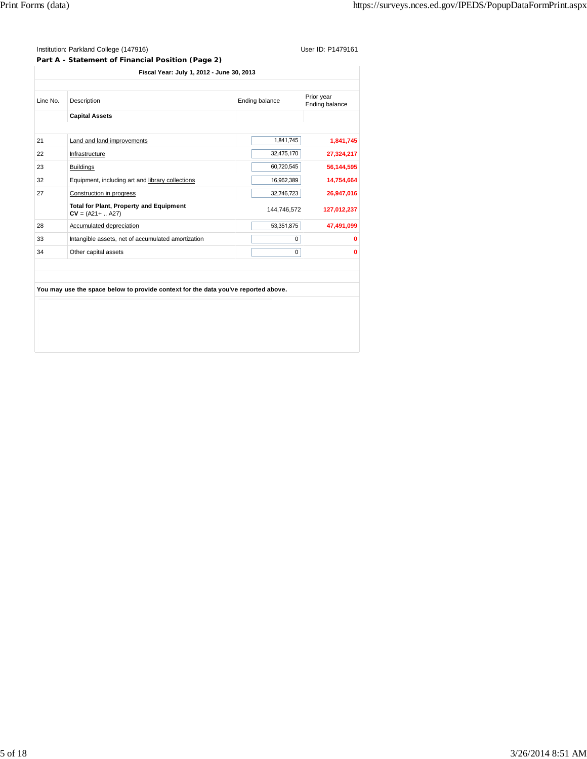Institution: Parkland College (147916)

User ID: P1479161

**Part A - Statement of Financial Position (Page 2)**

**Fiscal Year: July 1, 2012 - June 30, 2013**

| Line No. | Description | Ending balance | Prior year Ending balance |
|---|---|---|---|
| | **Capital Assets** | | |
| 21 | Land and land improvements | 1,841,745 | **1,841,745** |
| 22 | Infrastructure | 32,475,170 | **27,324,217** |
| 23 | Buildings | 60,720,545 | **56,144,595** |
| 32 | Equipment, including art and library collections | 16,962,389 | **14,754,664** |
| 27 | Construction in progress | 32,746,723 | **26,947,016** |
| | **Total for Plant, Property and Equipment** **CV** = (A21+ .. A27) | 144,746,572 | **127,012,237** |
| 28 | Accumulated depreciation | 53,351,875 | **47,491,099** |
| 33 | Intangible assets, net of accumulated amortization | 0 | **0** |
| 34 | Other capital assets | 0 | **0** |

**You may use the space below to provide context for the data you've reported above.**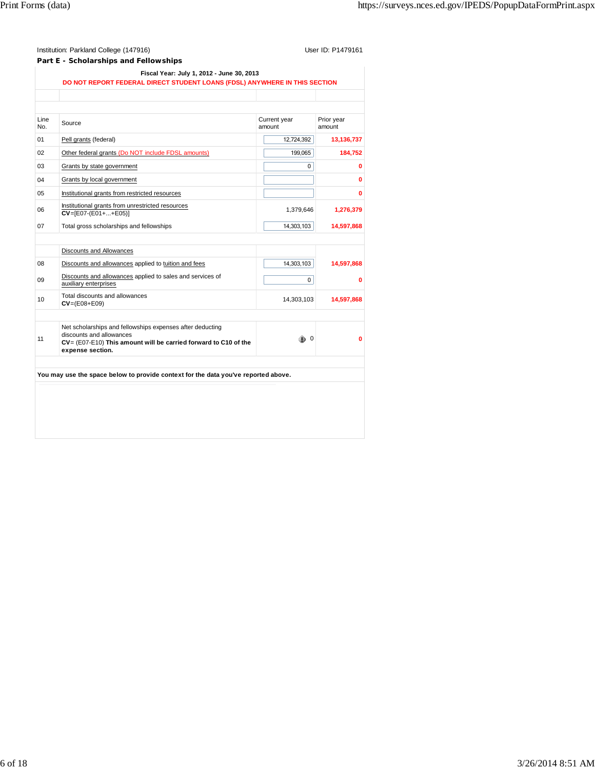Institution: Parkland College (147916)

User ID: P1479161

**Part E - Scholarships and Fellowships**

**Fiscal Year: July 1, 2012 - June 30, 2013**

**DO NOT REPORT FEDERAL DIRECT STUDENT LOANS (FDSL) ANYWHERE IN THIS SECTION**

| Line No. | Source | Current year amount | Prior year amount |
|---|---|---|---|
| 01 | Pell grants (federal) | 12,724,392 | **13,136,737** |
| 02 | Other federal grants (Do NOT include FDSL amounts) | 199,065 | **184,752** |
| 03 | Grants by state government | 0 | **0** |
| 04 | Grants by local government | | **0** |
| 05 | Institutional grants from restricted resources | | **0** |
| 06 | Institutional grants from unrestricted resources **CV**=[E07-(E01+...+E05)] | 1,379,646 | **1,276,379** |
| 07 | Total gross scholarships and fellowships | 14,303,103 | **14,597,868** |
| | Discounts and Allowances | | |
| 08 | Discounts and allowances applied to tuition and fees | 14,303,103 | **14,597,868** |
| 09 | Discounts and allowances applied to sales and services of auxiliary enterprises | 0 | **0** |
| 10 | Total discounts and allowances **CV**=(E08+E09) | 14,303,103 | **14,597,868** |
| 11 | Net scholarships and fellowships expenses after deducting discounts and allowances **CV**= (E07-E10) **This amount will be carried forward to C10 of the expense section.** | 0 | **0** |

**You may use the space below to provide context for the data you've reported above.**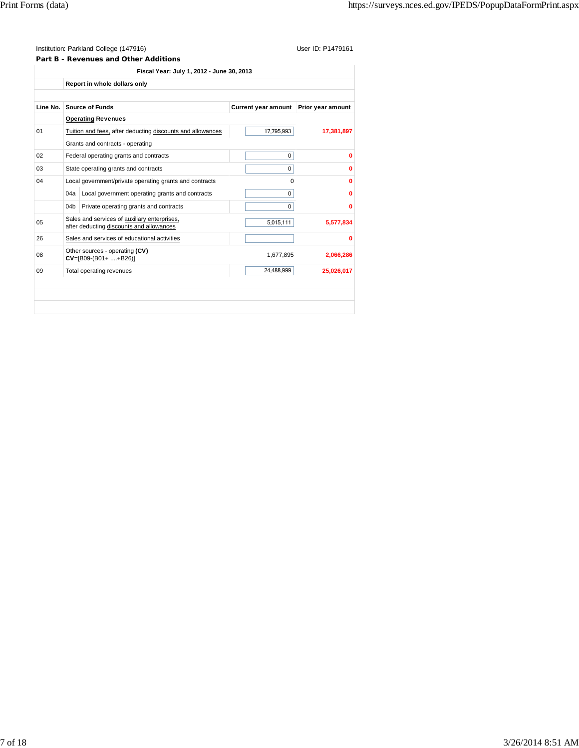Institution: Parkland College (147916)

User ID: P1479161

**Part B - Revenues and Other Additions**

| | Fiscal Year: July 1, 2012 - June 30, 2013 | | |
|---|---|---|---|
| | **Report in whole dollars only** | | |
| **Line No.** | **Source of Funds** | **Current year amount** | **Prior year amount** |
| | **Operating Revenues** | | |
| 01 | Tuition and fees, after deducting discounts and allowances | 17,795,993 | **17,381,897** |
| | Grants and contracts - operating | | |
| 02 | Federal operating grants and contracts | 0 | **0** |
| 03 | State operating grants and contracts | 0 | **0** |
| 04 | Local government/private operating grants and contracts | 0 | **0** |
| | 04a Local government operating grants and contracts | 0 | **0** |
| | 04b Private operating grants and contracts | 0 | **0** |
| 05 | Sales and services of auxiliary enterprises, after deducting discounts and allowances | 5,015,111 | **5,577,834** |
| 26 | Sales and services of educational activities | | **0** |
| 08 | Other sources - operating **(CV)** **CV**=[B09-(B01+ ....+B26)] | 1,677,895 | **2,066,286** |
| 09 | Total operating revenues | 24,488,999 | **25,026,017** |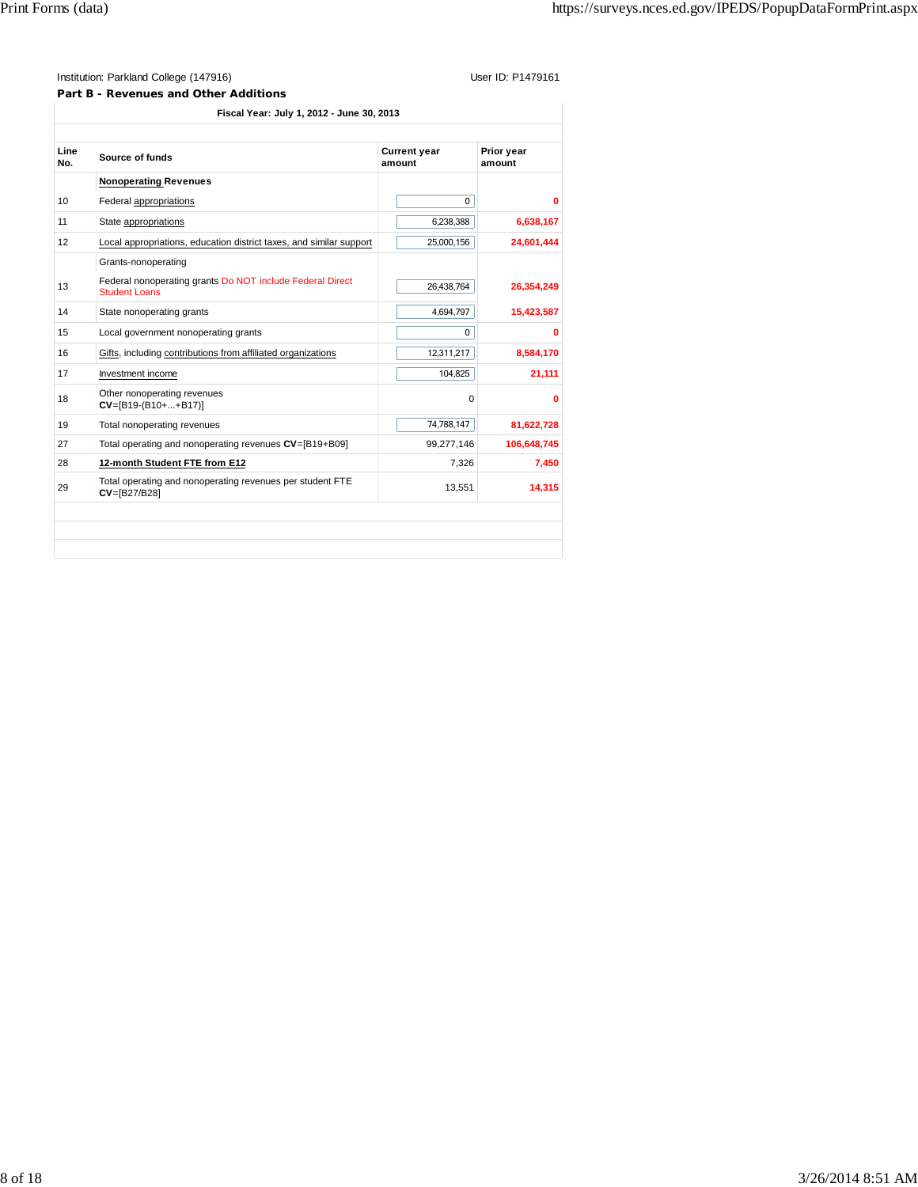Institution: Parkland College (147916) User ID: P1479161

**Part B - Revenues and Other Additions**

Fiscal Year: July 1, 2012 - June 30, 2013

| Line No. | Source of funds | Current year amount | Prior year amount |
|---|---|---|---|
| | **Nonoperating Revenues** | | |
| 10 | Federal appropriations | 0 | **0** |
| 11 | State appropriations | 6,238,388 | **6,638,167** |
| 12 | Local appropriations, education district taxes, and similar support | 25,000,156 | **24,601,444** |
| | Grants-nonoperating | | |
| 13 | Federal nonoperating grants Do NOT include Federal Direct Student Loans | 26,438,764 | **26,354,249** |
| 14 | State nonoperating grants | 4,694,797 | **15,423,587** |
| 15 | Local government nonoperating grants | 0 | **0** |
| 16 | Gifts, including contributions from affiliated organizations | 12,311,217 | **8,584,170** |
| 17 | Investment income | 104,825 | **21,111** |
| 18 | Other nonoperating revenues **CV**=[B19-(B10+...+B17)] | 0 | **0** |
| 19 | Total nonoperating revenues | 74,788,147 | **81,622,728** |
| 27 | Total operating and nonoperating revenues **CV**=[B19+B09] | 99,277,146 | **106,648,745** |
| 28 | **12-month Student FTE from E12** | 7,326 | **7,450** |
| 29 | Total operating and nonoperating revenues per student FTE **CV**=[B27/B28] | 13,551 | **14,315** |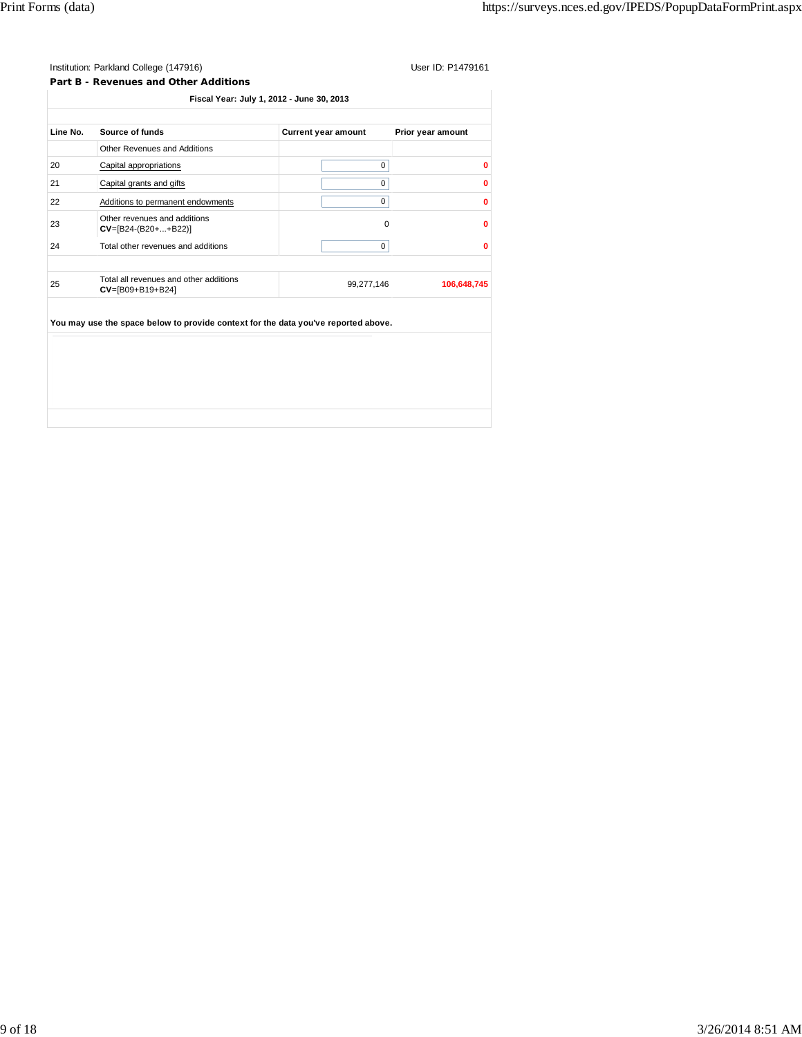Institution: Parkland College (147916)

User ID: P1479161

**Part B - Revenues and Other Additions**

Fiscal Year: July 1, 2012 - June 30, 2013

| Line No. | Source of funds | Current year amount | Prior year amount |
|---|---|---|---|
| | Other Revenues and Additions | | |
| 20 | Capital appropriations | 0 | 0 |
| 21 | Capital grants and gifts | 0 | 0 |
| 22 | Additions to permanent endowments | 0 | 0 |
| 23 | Other revenues and additions **CV**=[B24-(B20+...+B22)] | 0 | 0 |
| 24 | Total other revenues and additions | 0 | 0 |
| 25 | Total all revenues and other additions **CV**=[B09+B19+B24] | 99,277,146 | 106,648,745 |

**You may use the space below to provide context for the data you've reported above.**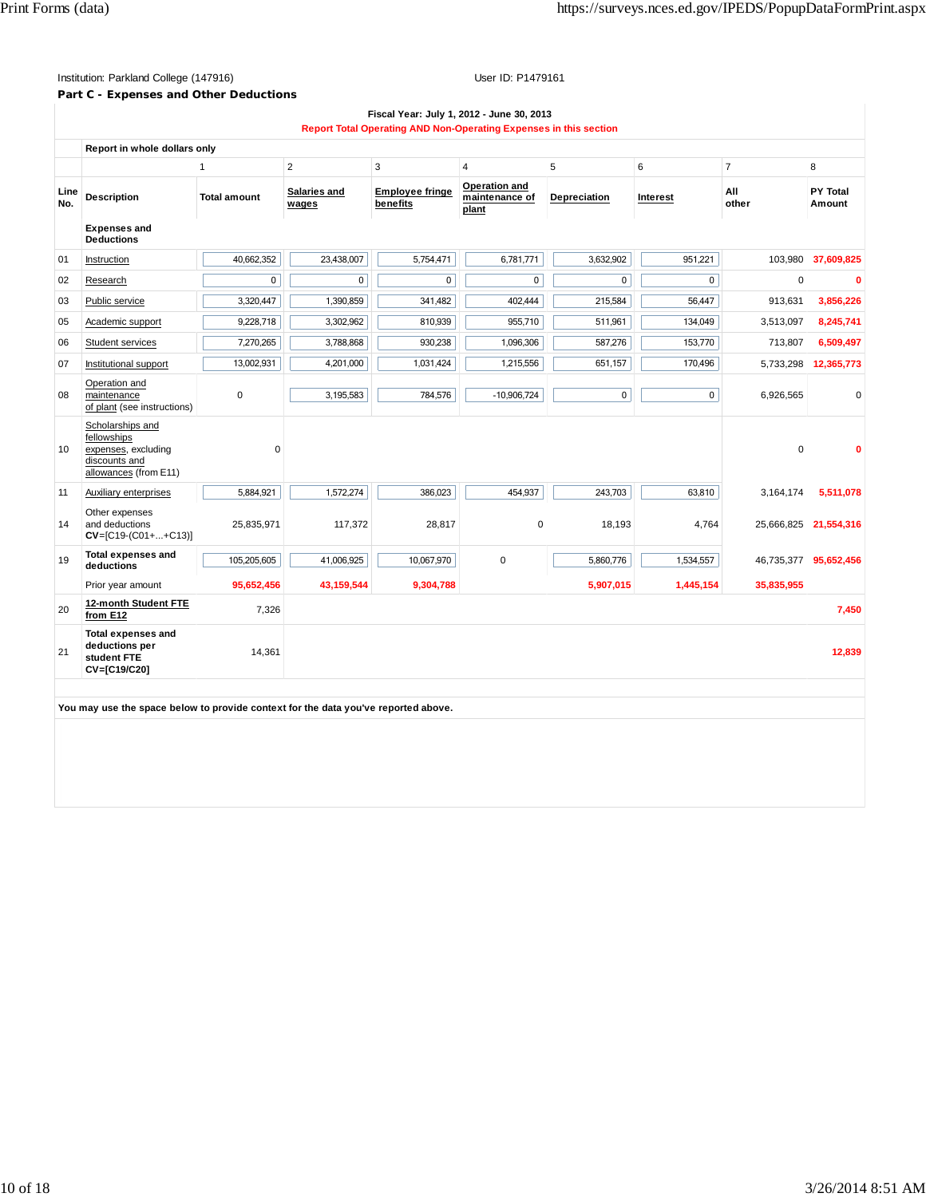Institution: Parkland College (147916)　　User ID: P1479161

**Part C - Expenses and Other Deductions**

**Fiscal Year: July 1, 2012 - June 30, 2013**

**Report Total Operating AND Non-Operating Expenses in this section**

**Report in whole dollars only**

| | | 1 | 2 | 3 | 4 | 5 | 6 | 7 | 8 |
|---|---|---|---|---|---|---|---|---|---|
| **Line No.** | **Description** | **Total amount** | **Salaries and wages** | **Employee fringe benefits** | **Operation and maintenance of plant** | **Depreciation** | **Interest** | **All other** | **PY Total Amount** |
| | **Expenses and Deductions** | | | | | | | | |
| 01 | Instruction | 40,662,352 | 23,438,007 | 5,754,471 | 6,781,771 | 3,632,902 | 951,221 | 103,980 | 37,609,825 |
| 02 | Research | 0 | 0 | 0 | 0 | 0 | 0 | 0 | 0 |
| 03 | Public service | 3,320,447 | 1,390,859 | 341,482 | 402,444 | 215,584 | 56,447 | 913,631 | 3,856,226 |
| 05 | Academic support | 9,228,718 | 3,302,962 | 810,939 | 955,710 | 511,961 | 134,049 | 3,513,097 | 8,245,741 |
| 06 | Student services | 7,270,265 | 3,788,868 | 930,238 | 1,096,306 | 587,276 | 153,770 | 713,807 | 6,509,497 |
| 07 | Institutional support | 13,002,931 | 4,201,000 | 1,031,424 | 1,215,556 | 651,157 | 170,496 | 5,733,298 | 12,365,773 |
| 08 | Operation and maintenance of plant (see instructions) | 0 | 3,195,583 | 784,576 | -10,906,724 | 0 | 0 | 6,926,565 | 0 |
| 10 | Scholarships and fellowships expenses, excluding discounts and allowances (from E11) | 0 | | | | | | 0 | 0 |
| 11 | Auxiliary enterprises | 5,884,921 | 1,572,274 | 386,023 | 454,937 | 243,703 | 63,810 | 3,164,174 | 5,511,078 |
| 14 | Other expenses and deductions **CV**=[C19-(C01+...+C13)] | 25,835,971 | 117,372 | 28,817 | 0 | 18,193 | 4,764 | 25,666,825 | 21,554,316 |
| 19 | **Total expenses and deductions** | 105,205,605 | 41,006,925 | 10,067,970 | 0 | 5,860,776 | 1,534,557 | 46,735,377 | 95,652,456 |
| | Prior year amount | 95,652,456 | 43,159,544 | 9,304,788 | | 5,907,015 | 1,445,154 | 35,835,955 | |
| 20 | **12-month Student FTE from E12** | 7,326 | | | | | | | 7,450 |
| 21 | **Total expenses and deductions per student FTE CV=[C19/C20]** | 14,361 | | | | | | | 12,839 |

**You may use the space below to provide context for the data you've reported above.**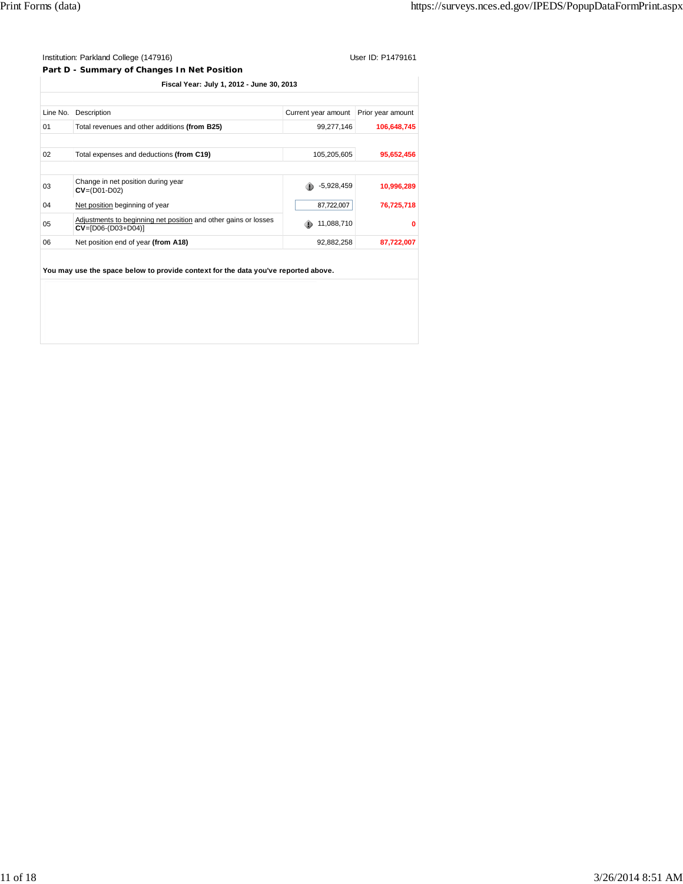Institution: Parkland College (147916)

User ID: P1479161

**Part D - Summary of Changes In Net Position**

**Fiscal Year: July 1, 2012 - June 30, 2013**

| Line No. | Description | Current year amount | Prior year amount |
|---|---|---|---|
| 01 | Total revenues and other additions **(from B25)** | 99,277,146 | **106,648,745** |
| 02 | Total expenses and deductions **(from C19)** | 105,205,605 | **95,652,456** |
| 03 | Change in net position during year **CV**=(D01-D02) | -5,928,459 | **10,996,289** |
| 04 | Net position beginning of year | 87,722,007 | **76,725,718** |
| 05 | Adjustments to beginning net position and other gains or losses **CV**=[D06-(D03+D04)] | 11,088,710 | **0** |
| 06 | Net position end of year **(from A18)** | 92,882,258 | **87,722,007** |

**You may use the space below to provide context for the data you've reported above.**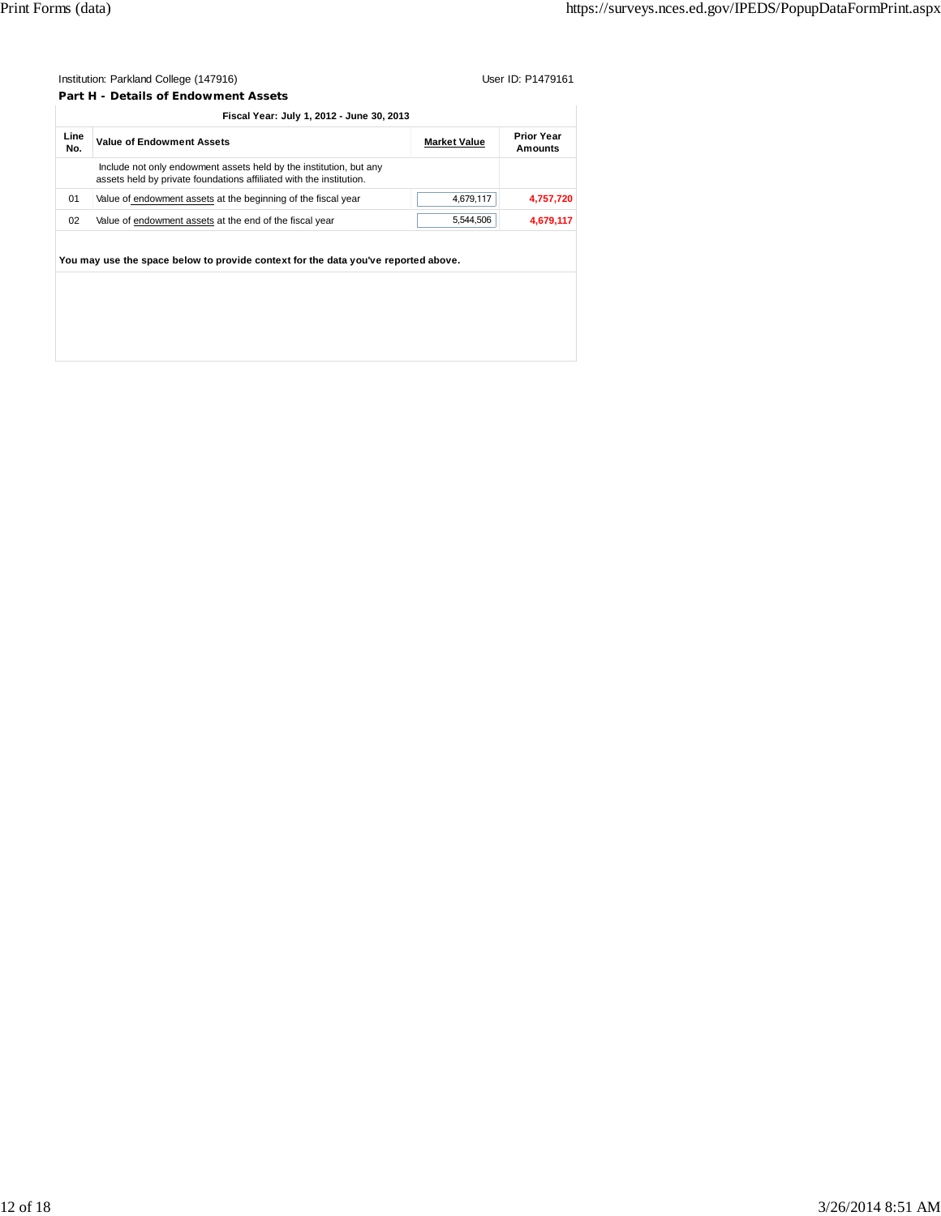Institution: Parkland College (147916) User ID: P1479161

**Part H - Details of Endowment Assets**

| Line No. | Value of Endowment Assets | Market Value | Prior Year Amounts |
|---|---|---|---|
| | **Fiscal Year: July 1, 2012 - June 30, 2013** | | |
| | Include not only endowment assets held by the institution, but any assets held by private foundations affiliated with the institution. | | |
| 01 | Value of endowment assets at the beginning of the fiscal year | 4,679,117 | 4,757,720 |
| 02 | Value of endowment assets at the end of the fiscal year | 5,544,506 | 4,679,117 |

**You may use the space below to provide context for the data you've reported above.**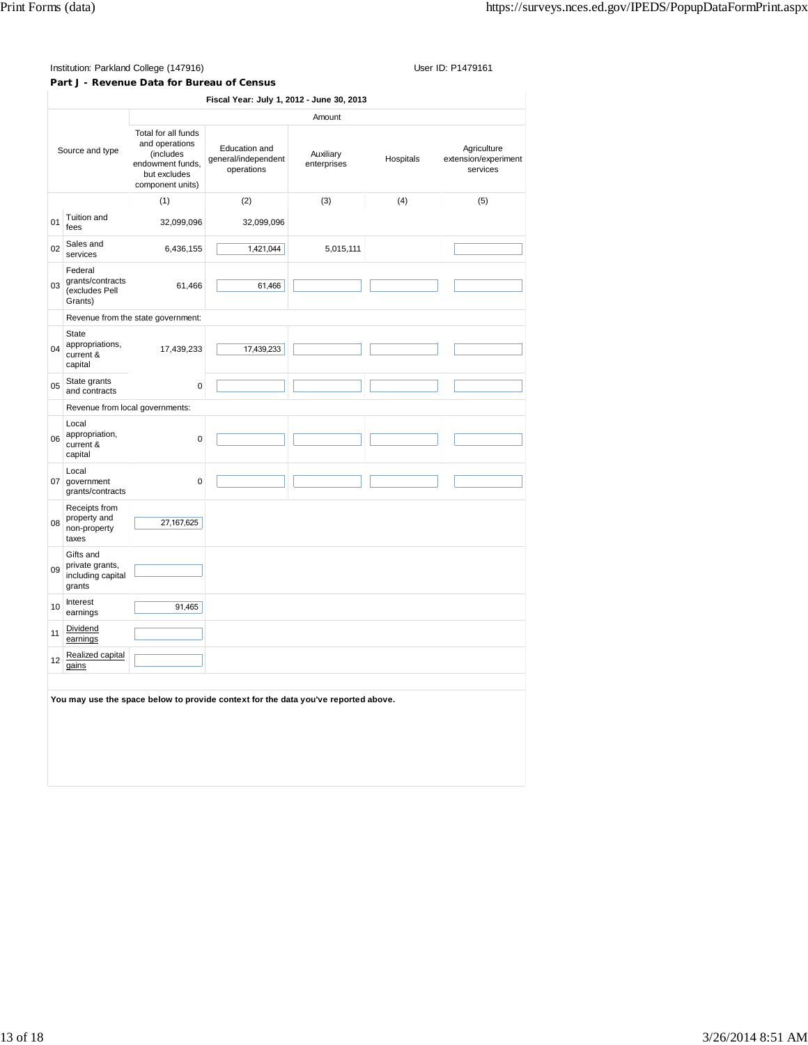Institution: Parkland College (147916)

User ID: P1479161

**Part J - Revenue Data for Bureau of Census**

Fiscal Year: July 1, 2012 - June 30, 2013

| | Source and type | Amount | | | | |
|---|---|---|---|---|---|---|
| | | Total for all funds and operations (includes endowment funds, but excludes component units) | Education and general/independent operations | Auxiliary enterprises | Hospitals | Agriculture extension/experiment services |
| | | (1) | (2) | (3) | (4) | (5) |
| 01 | Tuition and fees | 32,099,096 | 32,099,096 | | | |
| 02 | Sales and services | 6,436,155 | 1,421,044 | 5,015,111 | | |
| 03 | Federal grants/contracts (excludes Pell Grants) | 61,466 | 61,466 | | | |
| | Revenue from the state government: | | | | | |
| 04 | State appropriations, current & capital | 17,439,233 | 17,439,233 | | | |
| 05 | State grants and contracts | 0 | | | | |
| | Revenue from local governments: | | | | | |
| 06 | Local appropriation, current & capital | 0 | | | | |
| 07 | Local government grants/contracts | 0 | | | | |
| 08 | Receipts from property and non-property taxes | 27,167,625 | | | | |
| 09 | Gifts and private grants, including capital grants | | | | | |
| 10 | Interest earnings | 91,465 | | | | |
| 11 | Dividend earnings | | | | | |
| 12 | Realized capital gains | | | | | |

**You may use the space below to provide context for the data you've reported above.**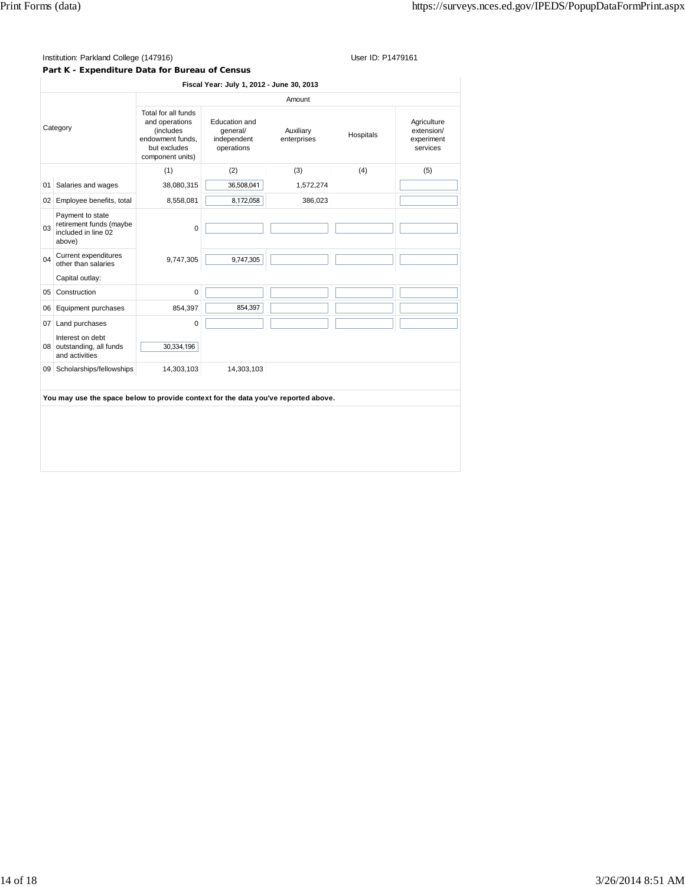Institution: Parkland College (147916)

User ID: P1479161

**Part K - Expenditure Data for Bureau of Census**

| | Category | Total for all funds and operations (includes endowment funds, but excludes component units) | Education and general/ independent operations | Auxiliary enterprises | Hospitals | Agriculture extension/ experiment services |
|---|---|---|---|---|---|---|
| | | **Fiscal Year: July 1, 2012 - June 30, 2013** | | | | |
| | | Amount | | | | |
| | | (1) | (2) | (3) | (4) | (5) |
| 01 | Salaries and wages | 38,080,315 | 36,508,041 | 1,572,274 | | |
| 02 | Employee benefits, total | 8,558,081 | 8,172,058 | 386,023 | | |
| 03 | Payment to state retirement funds (maybe included in line 02 above) | 0 | | | | |
| 04 | Current expenditures other than salaries | 9,747,305 | 9,747,305 | | | |
| | Capital outlay: | | | | | |
| 05 | Construction | 0 | | | | |
| 06 | Equipment purchases | 854,397 | 854,397 | | | |
| 07 | Land purchases | 0 | | | | |
| 08 | Interest on debt outstanding, all funds and activities | 30,334,196 | | | | |
| 09 | Scholarships/fellowships | 14,303,103 | 14,303,103 | | | |

**You may use the space below to provide context for the data you've reported above.**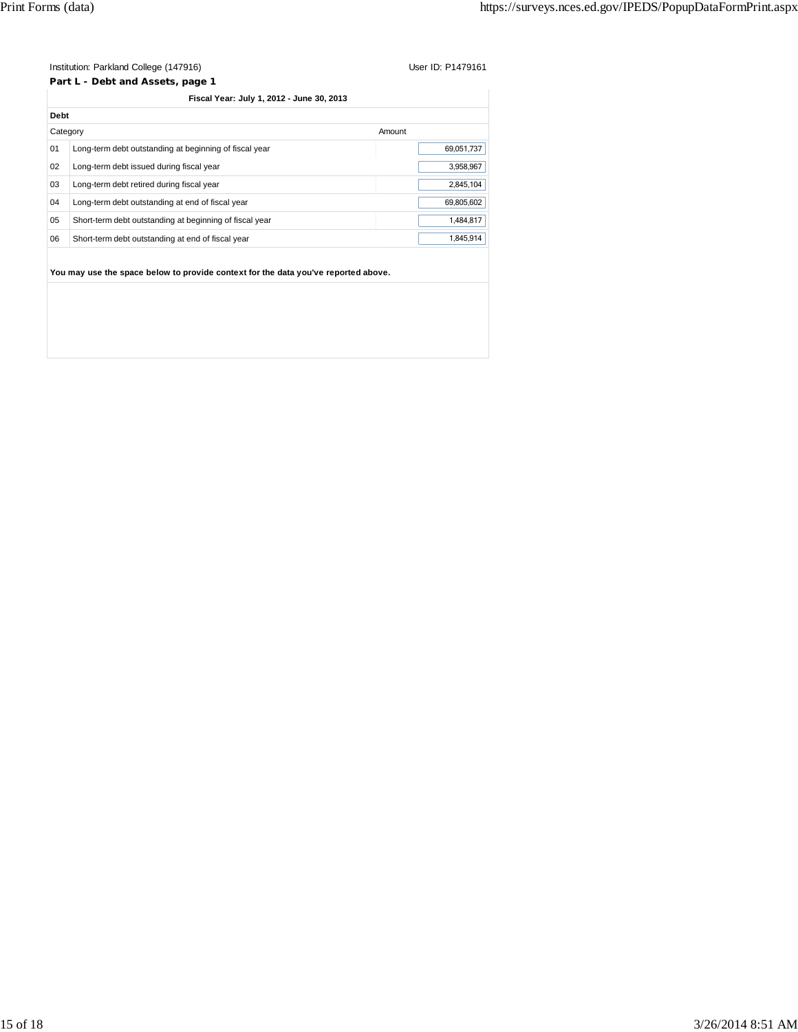Institution: Parkland College (147916) User ID: P1479161

**Part L - Debt and Assets, page 1**

**Fiscal Year: July 1, 2012 - June 30, 2013**

**Debt**

| Category | | Amount |
|---|---|---|
| 01 | Long-term debt outstanding at beginning of fiscal year | 69,051,737 |
| 02 | Long-term debt issued during fiscal year | 3,958,967 |
| 03 | Long-term debt retired during fiscal year | 2,845,104 |
| 04 | Long-term debt outstanding at end of fiscal year | 69,805,602 |
| 05 | Short-term debt outstanding at beginning of fiscal year | 1,484,817 |
| 06 | Short-term debt outstanding at end of fiscal year | 1,845,914 |

**You may use the space below to provide context for the data you've reported above.**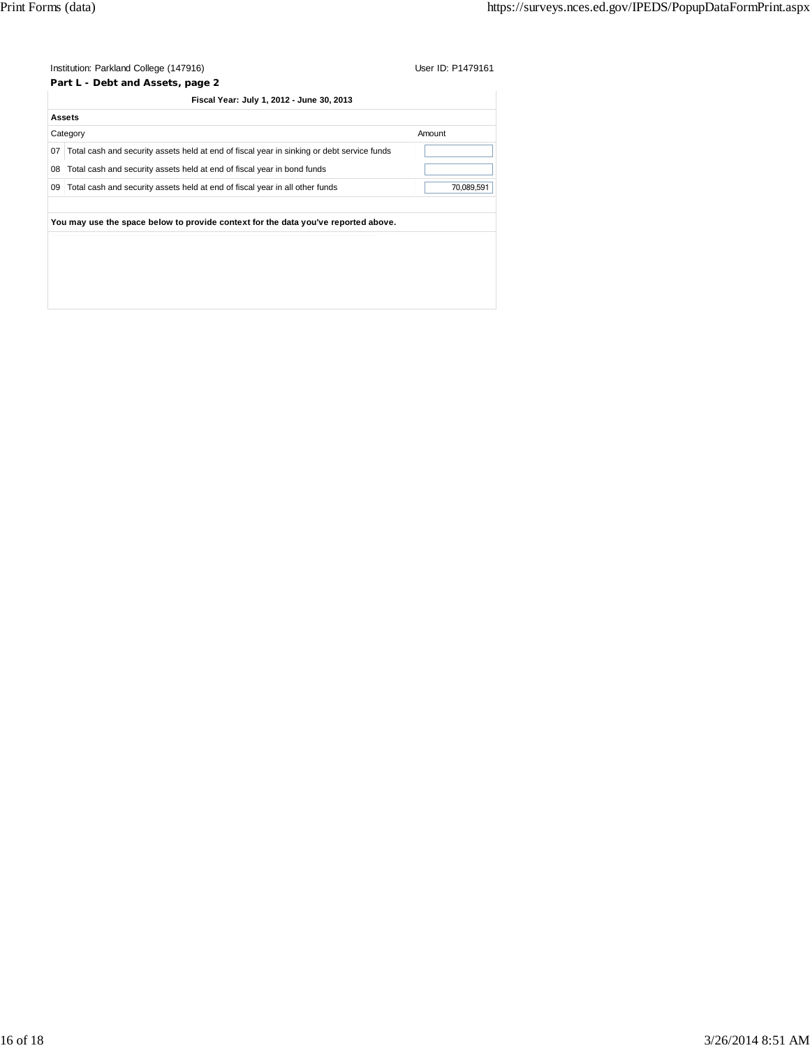Institution: Parkland College (147916) User ID: P1479161

**Part L - Debt and Assets, page 2**

| Fiscal Year: July 1, 2012 - June 30, 2013 | | |
|---|---|---|
| **Assets** | | |
| | Category | Amount |
| 07 | Total cash and security assets held at end of fiscal year in sinking or debt service funds | |
| 08 | Total cash and security assets held at end of fiscal year in bond funds | |
| 09 | Total cash and security assets held at end of fiscal year in all other funds | 70,089,591 |

**You may use the space below to provide context for the data you've reported above.**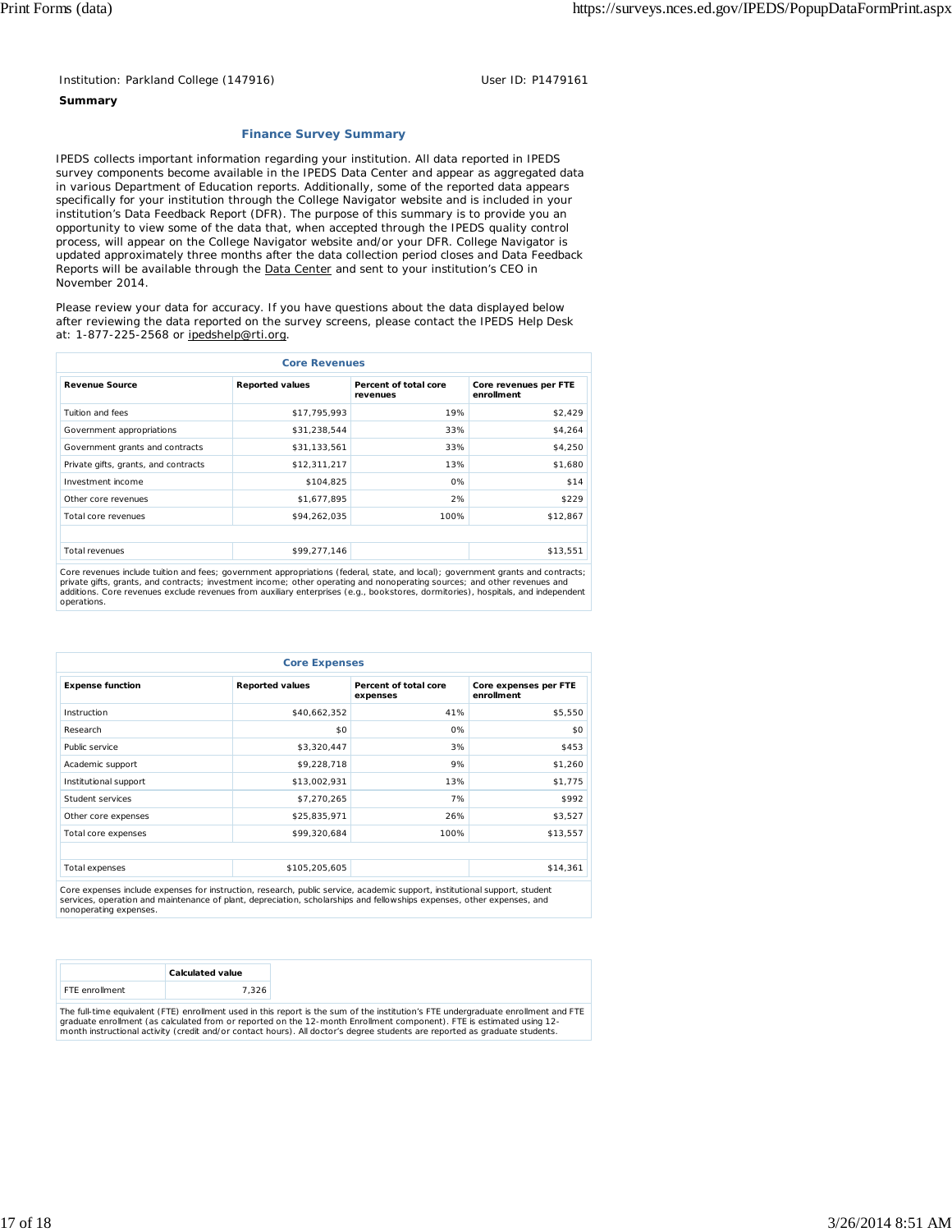Institution: Parkland College (147916)  User ID: P1479161

**Summary**

## Finance Survey Summary

IPEDS collects important information regarding your institution. All data reported in IPEDS survey components become available in the IPEDS Data Center and appear as aggregated data in various Department of Education reports. Additionally, some of the reported data appears specifically for your institution through the College Navigator website and is included in your institution's Data Feedback Report (DFR). The purpose of this summary is to provide you an opportunity to view some of the data that, when accepted through the IPEDS quality control process, will appear on the College Navigator website and/or your DFR. College Navigator is updated approximately three months after the data collection period closes and Data Feedback Reports will be available through the Data Center and sent to your institution's CEO in November 2014.

Please review your data for accuracy. If you have questions about the data displayed below after reviewing the data reported on the survey screens, please contact the IPEDS Help Desk at: 1-877-225-2568 or ipedshelp@rti.org.

**Core Revenues**

| Revenue Source | Reported values | Percent of total core revenues | Core revenues per FTE enrollment |
|---|---|---|---|
| Tuition and fees | $17,795,993 | 19% | $2,429 |
| Government appropriations | $31,238,544 | 33% | $4,264 |
| Government grants and contracts | $31,133,561 | 33% | $4,250 |
| Private gifts, grants, and contracts | $12,311,217 | 13% | $1,680 |
| Investment income | $104,825 | 0% | $14 |
| Other core revenues | $1,677,895 | 2% | $229 |
| Total core revenues | $94,262,035 | 100% | $12,867 |
| | | | |
| Total revenues | $99,277,146 | | $13,551 |

Core revenues include tuition and fees; government appropriations (federal, state, and local); government grants and contracts; private gifts, grants, and contracts; investment income; other operating and nonoperating sources; and other revenues and additions. Core revenues exclude revenues from auxiliary enterprises (e.g., bookstores, dormitories), hospitals, and independent operations.

**Core Expenses**

| Expense function | Reported values | Percent of total core expenses | Core expenses per FTE enrollment |
|---|---|---|---|
| Instruction | $40,662,352 | 41% | $5,550 |
| Research | $0 | 0% | $0 |
| Public service | $3,320,447 | 3% | $453 |
| Academic support | $9,228,718 | 9% | $1,260 |
| Institutional support | $13,002,931 | 13% | $1,775 |
| Student services | $7,270,265 | 7% | $992 |
| Other core expenses | $25,835,971 | 26% | $3,527 |
| Total core expenses | $99,320,684 | 100% | $13,557 |
| | | | |
| Total expenses | $105,205,605 | | $14,361 |

Core expenses include expenses for instruction, research, public service, academic support, institutional support, student services, operation and maintenance of plant, depreciation, scholarships and fellowships expenses, other expenses, and nonoperating expenses.

| | Calculated value |
|---|---|
| FTE enrollment | 7,326 |

The full-time equivalent (FTE) enrollment used in this report is the sum of the institution's FTE undergraduate enrollment and FTE graduate enrollment (as calculated from or reported on the 12-month Enrollment component). FTE is estimated using 12-month instructional activity (credit and/or contact hours). All doctor's degree students are reported as graduate students.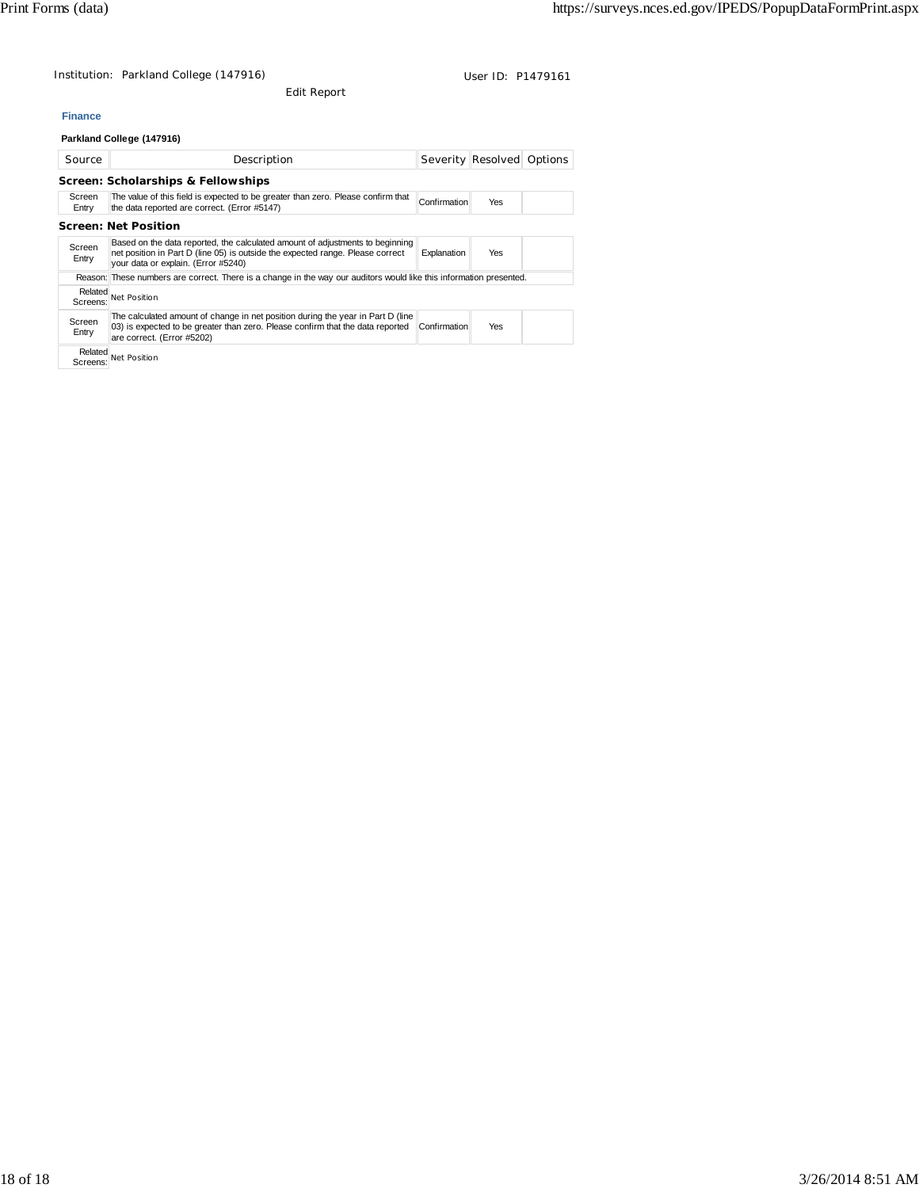Institution: Parkland College (147916) User ID: P1479161

Edit Report

**Finance**

**Parkland College (147916)**

| Source | Description | Severity | Resolved | Options |
|---|---|---|---|---|
| **Screen: Scholarships & Fellowships** | | | | |
| Screen Entry | The value of this field is expected to be greater than zero. Please confirm that the data reported are correct. (Error #5147) | Confirmation | Yes | |
| **Screen: Net Position** | | | | |
| Screen Entry | Based on the data reported, the calculated amount of adjustments to beginning net position in Part D (line 05) is outside the expected range. Please correct your data or explain. (Error #5240) | Explanation | Yes | |
| Reason: | These numbers are correct. There is a change in the way our auditors would like this information presented. | | | |
| Related Screens: | Net Position | | | |
| Screen Entry | The calculated amount of change in net position during the year in Part D (line 03) is expected to be greater than zero. Please confirm that the data reported are correct. (Error #5202) | Confirmation | Yes | |
| Related Screens: | Net Position | | | |